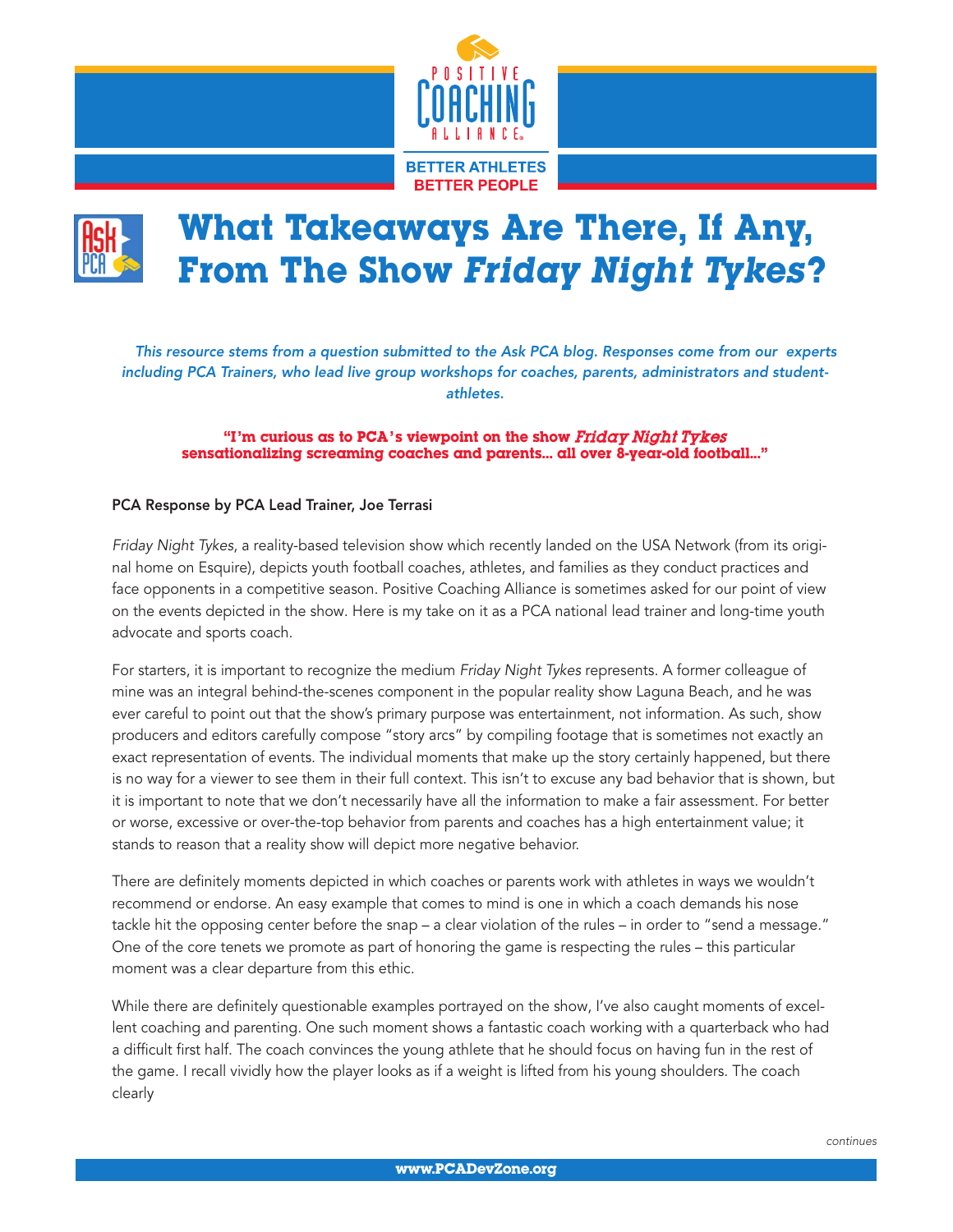# What Takeaways Are There, If Any, From The Show *Friday Night Tykes*?

*This resource stems from a question submitted to the Ask PCA blog. Responses come from our experts including PCA Trainers, who lead live group workshops for coaches, parents, administrators and student-athletes.*

**"I'm curious as to PCA's viewpoint on the show *Friday Night Tykes* sensationalizing screaming coaches and parents... all over 8-year-old football..."**

**PCA Response by PCA Lead Trainer, Joe Terrasi**

*Friday Night Tykes*, a reality-based television show which recently landed on the USA Network (from its original home on Esquire), depicts youth football coaches, athletes, and families as they conduct practices and face opponents in a competitive season. Positive Coaching Alliance is sometimes asked for our point of view on the events depicted in the show. Here is my take on it as a PCA national lead trainer and long-time youth advocate and sports coach.

For starters, it is important to recognize the medium *Friday Night Tykes* represents. A former colleague of mine was an integral behind-the-scenes component in the popular reality show Laguna Beach, and he was ever careful to point out that the show's primary purpose was entertainment, not information. As such, show producers and editors carefully compose "story arcs" by compiling footage that is sometimes not exactly an exact representation of events. The individual moments that make up the story certainly happened, but there is no way for a viewer to see them in their full context. This isn't to excuse any bad behavior that is shown, but it is important to note that we don't necessarily have all the information to make a fair assessment. For better or worse, excessive or over-the-top behavior from parents and coaches has a high entertainment value; it stands to reason that a reality show will depict more negative behavior.

There are definitely moments depicted in which coaches or parents work with athletes in ways we wouldn't recommend or endorse. An easy example that comes to mind is one in which a coach demands his nose tackle hit the opposing center before the snap – a clear violation of the rules – in order to "send a message." One of the core tenets we promote as part of honoring the game is respecting the rules – this particular moment was a clear departure from this ethic.

While there are definitely questionable examples portrayed on the show, I've also caught moments of excellent coaching and parenting. One such moment shows a fantastic coach working with a quarterback who had a difficult first half. The coach convinces the young athlete that he should focus on having fun in the rest of the game. I recall vividly how the player looks as if a weight is lifted from his young shoulders. The coach clearly

*continues*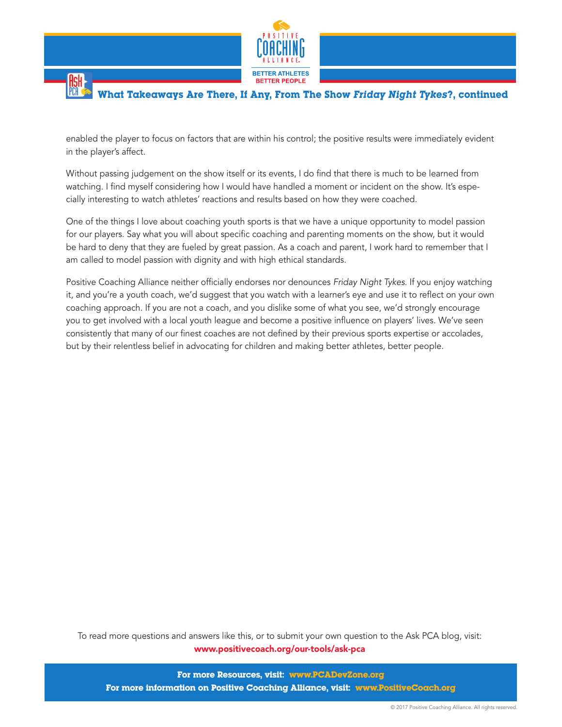## What Takeaways Are There, If Any, From The Show *Friday Night Tykes*?, continued

enabled the player to focus on factors that are within his control; the positive results were immediately evident in the player's affect.

Without passing judgement on the show itself or its events, I do find that there is much to be learned from watching. I find myself considering how I would have handled a moment or incident on the show. It's especially interesting to watch athletes' reactions and results based on how they were coached.

One of the things I love about coaching youth sports is that we have a unique opportunity to model passion for our players. Say what you will about specific coaching and parenting moments on the show, but it would be hard to deny that they are fueled by great passion. As a coach and parent, I work hard to remember that I am called to model passion with dignity and with high ethical standards.

Positive Coaching Alliance neither officially endorses nor denounces *Friday Night Tykes*. If you enjoy watching it, and you're a youth coach, we'd suggest that you watch with a learner's eye and use it to reflect on your own coaching approach. If you are not a coach, and you dislike some of what you see, we'd strongly encourage you to get involved with a local youth league and become a positive influence on players' lives. We've seen consistently that many of our finest coaches are not defined by their previous sports expertise or accolades, but by their relentless belief in advocating for children and making better athletes, better people.

To read more questions and answers like this, or to submit your own question to the Ask PCA blog, visit: **www.positivecoach.org/our-tools/ask-pca**

**For more Resources, visit: www.PCADevZone.org**
**For more information on Positive Coaching Alliance, visit: www.PositiveCoach.org**

© 2017 Positive Coaching Alliance. All rights reserved.